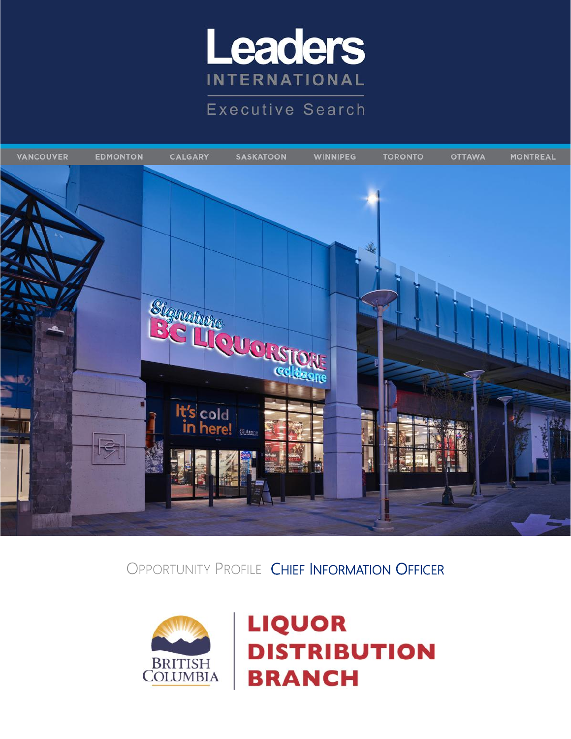# Leaders INTERNATIONAL

Executive Search

VANCOUVER EDMONTON CALGARY SASKATOON WINNIPEG TORONTO OTTAWA MONTREAL

## OPPORTUNITY PROFILE CHIEF INFORMATION OFFICER

BRITISH COLUMBIA | LIQUOR DISTRIBUTION BRANCH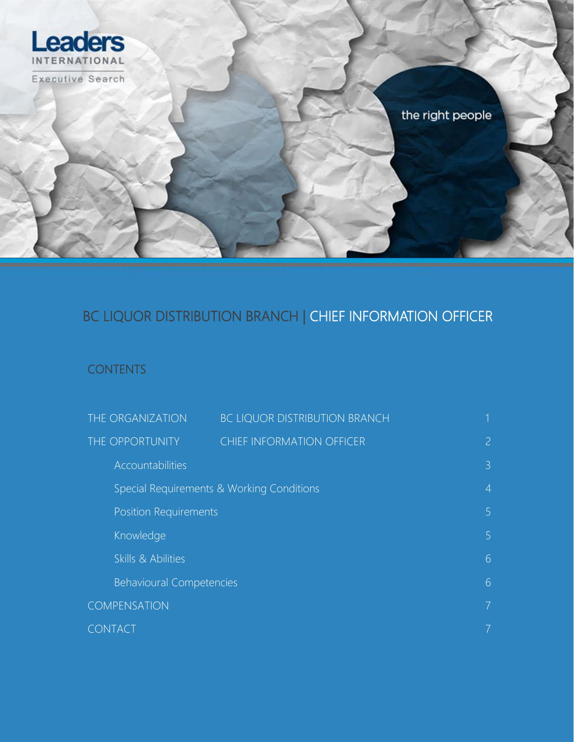Leaders
INTERNATIONAL
Executive Search

the right people

# BC LIQUOR DISTRIBUTION BRANCH | CHIEF INFORMATION OFFICER

## CONTENTS

| | | |
|---|---|---|
| THE ORGANIZATION | BC LIQUOR DISTRIBUTION BRANCH | 1 |
| THE OPPORTUNITY | CHIEF INFORMATION OFFICER | 2 |
| Accountabilities | | 3 |
| Special Requirements & Working Conditions | | 4 |
| Position Requirements | | 5 |
| Knowledge | | 5 |
| Skills & Abilities | | 6 |
| Behavioural Competencies | | 6 |
| COMPENSATION | | 7 |
| CONTACT | | 7 |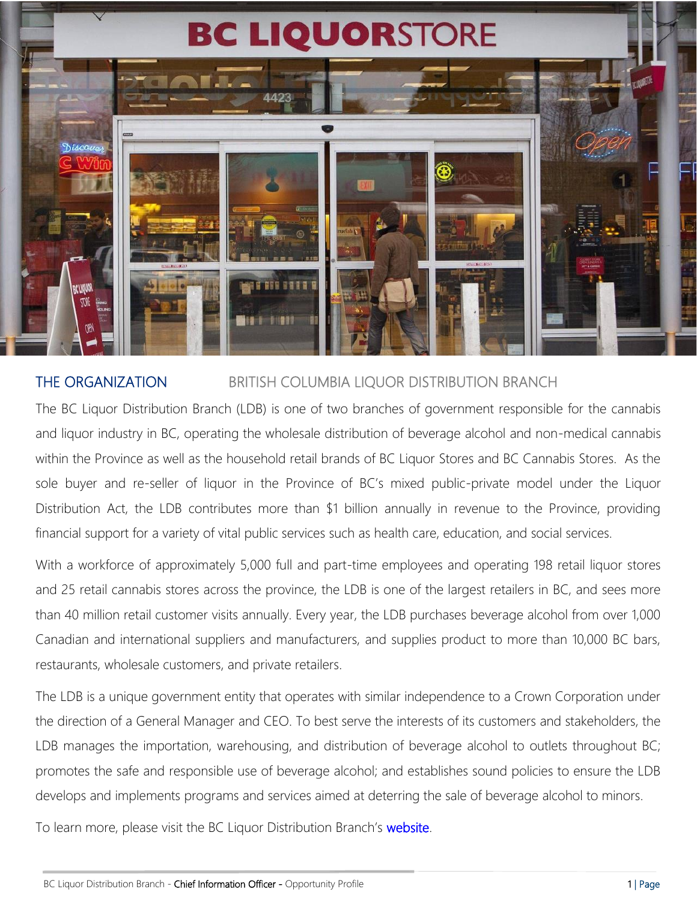## THE ORGANIZATION — BRITISH COLUMBIA LIQUOR DISTRIBUTION BRANCH

The BC Liquor Distribution Branch (LDB) is one of two branches of government responsible for the cannabis and liquor industry in BC, operating the wholesale distribution of beverage alcohol and non-medical cannabis within the Province as well as the household retail brands of BC Liquor Stores and BC Cannabis Stores. As the sole buyer and re-seller of liquor in the Province of BC's mixed public-private model under the Liquor Distribution Act, the LDB contributes more than $1 billion annually in revenue to the Province, providing financial support for a variety of vital public services such as health care, education, and social services.

With a workforce of approximately 5,000 full and part-time employees and operating 198 retail liquor stores and 25 retail cannabis stores across the province, the LDB is one of the largest retailers in BC, and sees more than 40 million retail customer visits annually. Every year, the LDB purchases beverage alcohol from over 1,000 Canadian and international suppliers and manufacturers, and supplies product to more than 10,000 BC bars, restaurants, wholesale customers, and private retailers.

The LDB is a unique government entity that operates with similar independence to a Crown Corporation under the direction of a General Manager and CEO. To best serve the interests of its customers and stakeholders, the LDB manages the importation, warehousing, and distribution of beverage alcohol to outlets throughout BC; promotes the safe and responsible use of beverage alcohol; and establishes sound policies to ensure the LDB develops and implements programs and services aimed at deterring the sale of beverage alcohol to minors.

To learn more, please visit the BC Liquor Distribution Branch's website.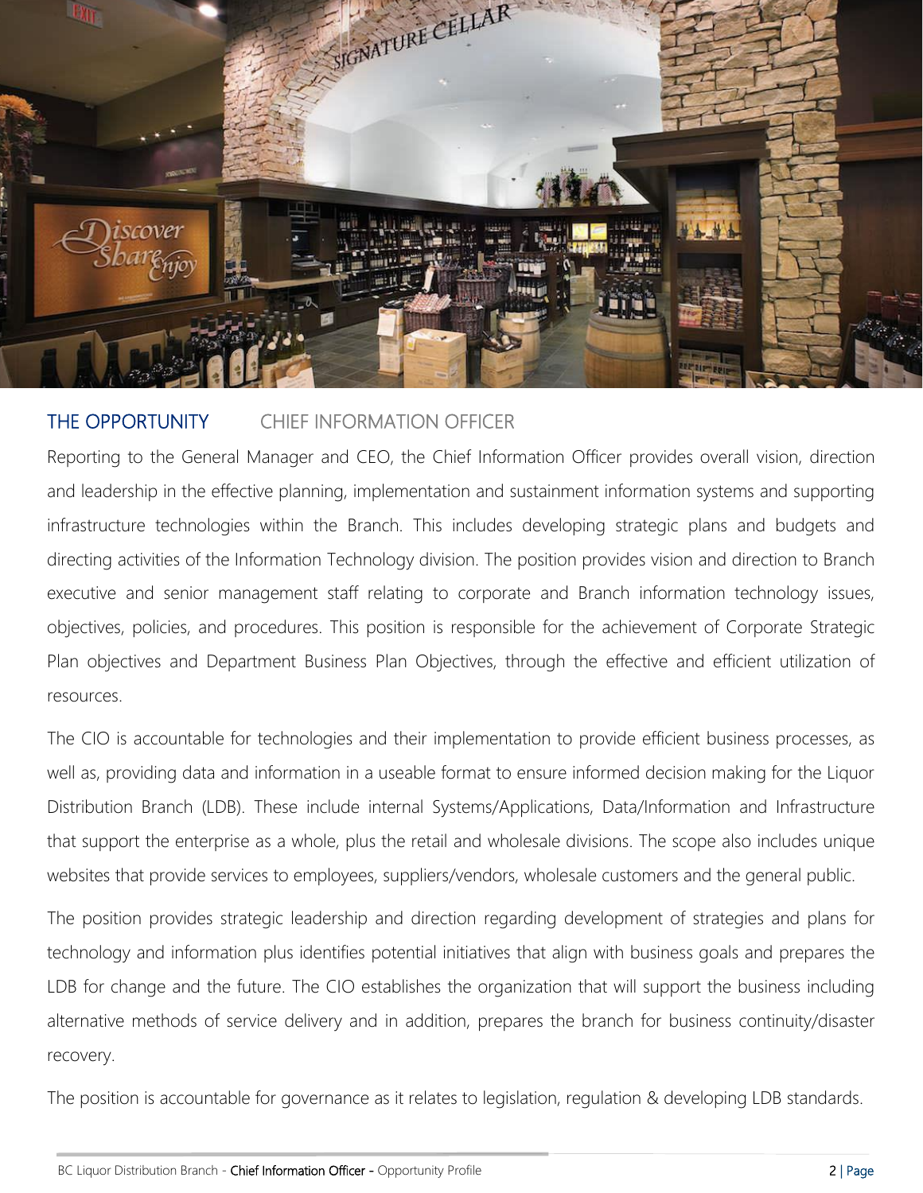## THE OPPORTUNITY CHIEF INFORMATION OFFICER

Reporting to the General Manager and CEO, the Chief Information Officer provides overall vision, direction and leadership in the effective planning, implementation and sustainment information systems and supporting infrastructure technologies within the Branch. This includes developing strategic plans and budgets and directing activities of the Information Technology division. The position provides vision and direction to Branch executive and senior management staff relating to corporate and Branch information technology issues, objectives, policies, and procedures. This position is responsible for the achievement of Corporate Strategic Plan objectives and Department Business Plan Objectives, through the effective and efficient utilization of resources.

The CIO is accountable for technologies and their implementation to provide efficient business processes, as well as, providing data and information in a useable format to ensure informed decision making for the Liquor Distribution Branch (LDB). These include internal Systems/Applications, Data/Information and Infrastructure that support the enterprise as a whole, plus the retail and wholesale divisions. The scope also includes unique websites that provide services to employees, suppliers/vendors, wholesale customers and the general public.

The position provides strategic leadership and direction regarding development of strategies and plans for technology and information plus identifies potential initiatives that align with business goals and prepares the LDB for change and the future. The CIO establishes the organization that will support the business including alternative methods of service delivery and in addition, prepares the branch for business continuity/disaster recovery.

The position is accountable for governance as it relates to legislation, regulation & developing LDB standards.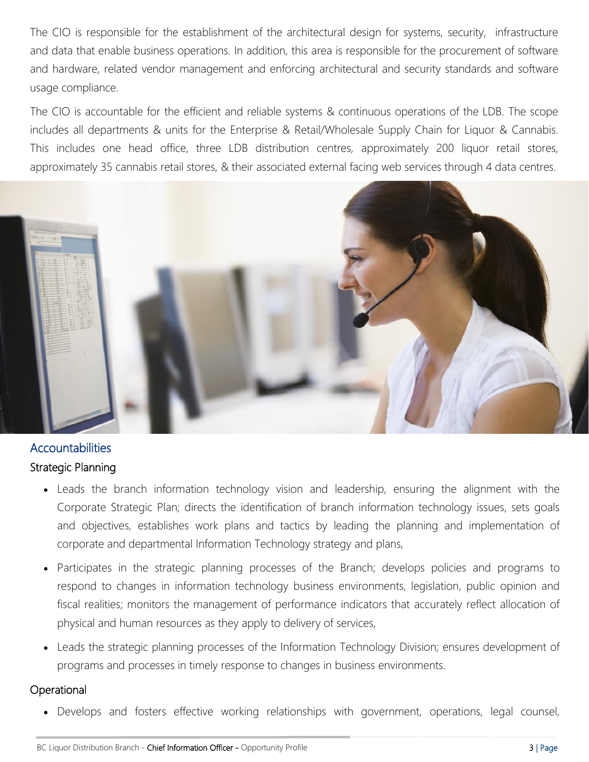The CIO is responsible for the establishment of the architectural design for systems, security, infrastructure and data that enable business operations. In addition, this area is responsible for the procurement of software and hardware, related vendor management and enforcing architectural and security standards and software usage compliance.

The CIO is accountable for the efficient and reliable systems & continuous operations of the LDB. The scope includes all departments & units for the Enterprise & Retail/Wholesale Supply Chain for Liquor & Cannabis. This includes one head office, three LDB distribution centres, approximately 200 liquor retail stores, approximately 35 cannabis retail stores, & their associated external facing web services through 4 data centres.

## Accountabilities

### Strategic Planning

- Leads the branch information technology vision and leadership, ensuring the alignment with the Corporate Strategic Plan; directs the identification of branch information technology issues, sets goals and objectives, establishes work plans and tactics by leading the planning and implementation of corporate and departmental Information Technology strategy and plans,
- Participates in the strategic planning processes of the Branch; develops policies and programs to respond to changes in information technology business environments, legislation, public opinion and fiscal realities; monitors the management of performance indicators that accurately reflect allocation of physical and human resources as they apply to delivery of services,
- Leads the strategic planning processes of the Information Technology Division; ensures development of programs and processes in timely response to changes in business environments.

### Operational

- Develops and fosters effective working relationships with government, operations, legal counsel,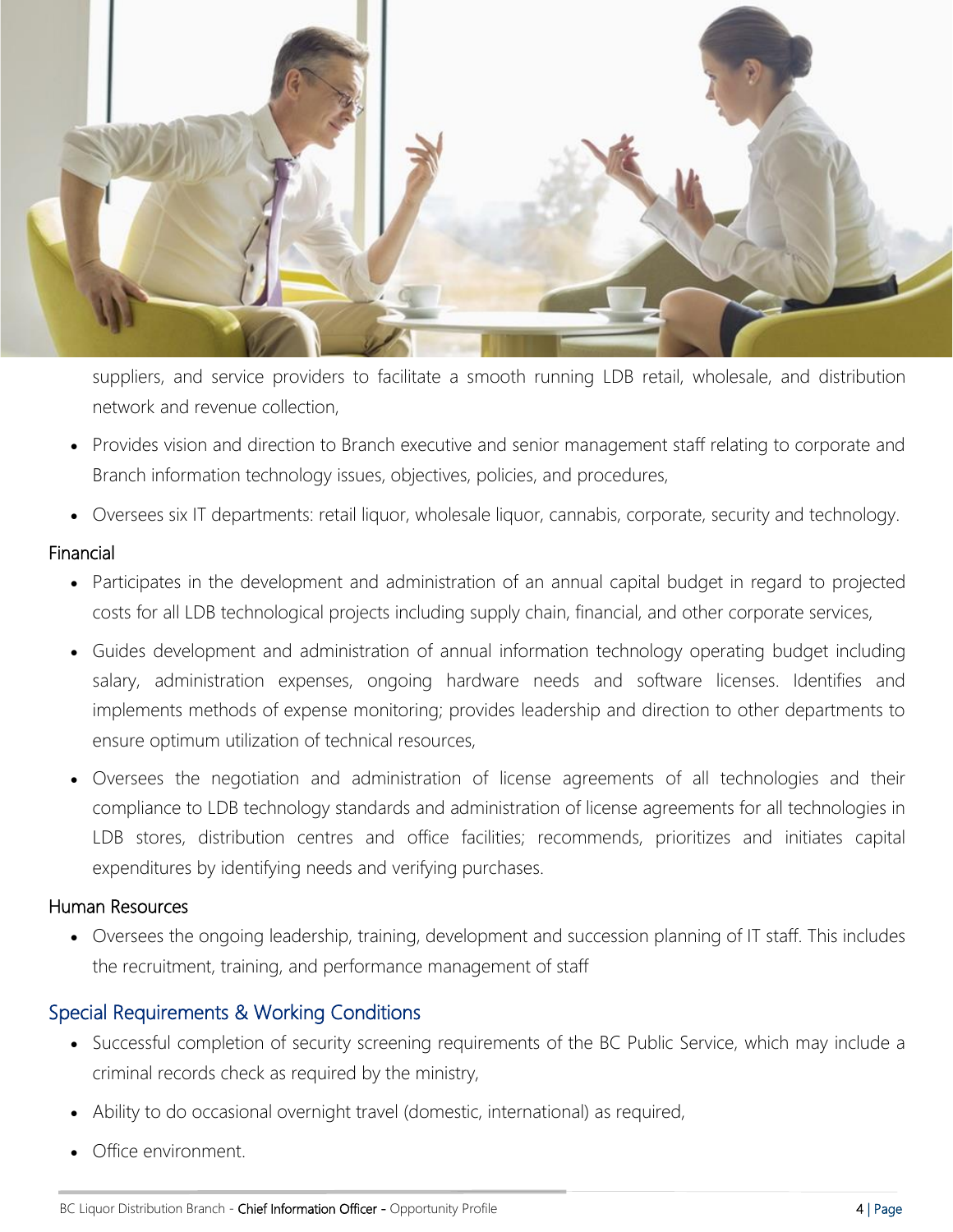suppliers, and service providers to facilitate a smooth running LDB retail, wholesale, and distribution network and revenue collection,

- Provides vision and direction to Branch executive and senior management staff relating to corporate and Branch information technology issues, objectives, policies, and procedures,
- Oversees six IT departments: retail liquor, wholesale liquor, cannabis, corporate, security and technology.

### Financial

- Participates in the development and administration of an annual capital budget in regard to projected costs for all LDB technological projects including supply chain, financial, and other corporate services,
- Guides development and administration of annual information technology operating budget including salary, administration expenses, ongoing hardware needs and software licenses. Identifies and implements methods of expense monitoring; provides leadership and direction to other departments to ensure optimum utilization of technical resources,
- Oversees the negotiation and administration of license agreements of all technologies and their compliance to LDB technology standards and administration of license agreements for all technologies in LDB stores, distribution centres and office facilities; recommends, prioritizes and initiates capital expenditures by identifying needs and verifying purchases.

### Human Resources

- Oversees the ongoing leadership, training, development and succession planning of IT staff. This includes the recruitment, training, and performance management of staff

## Special Requirements & Working Conditions

- Successful completion of security screening requirements of the BC Public Service, which may include a criminal records check as required by the ministry,
- Ability to do occasional overnight travel (domestic, international) as required,
- Office environment.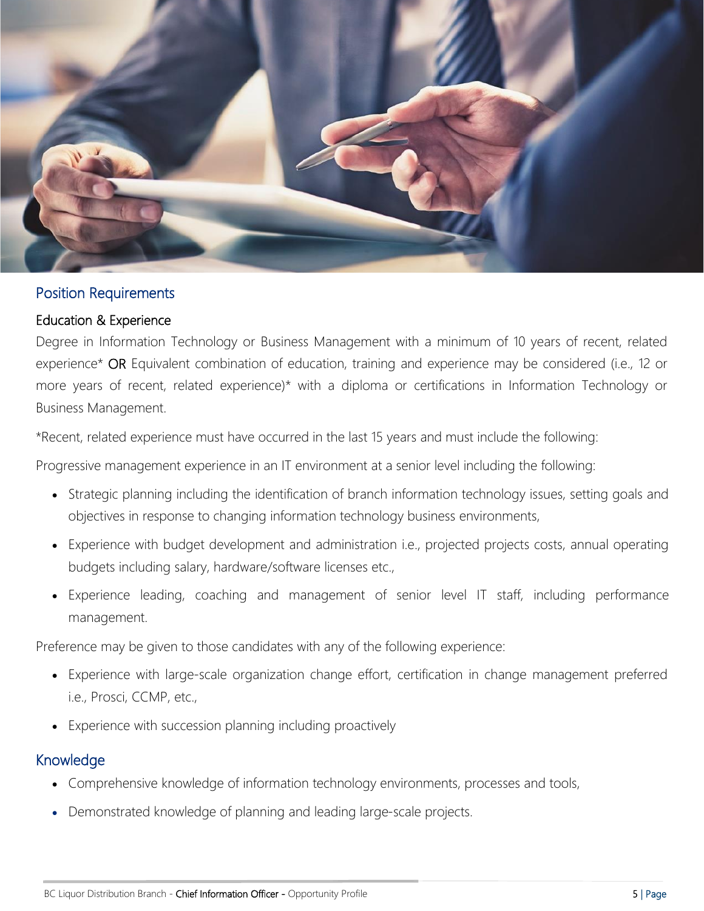## Position Requirements

### Education & Experience

Degree in Information Technology or Business Management with a minimum of 10 years of recent, related experience* OR Equivalent combination of education, training and experience may be considered (i.e., 12 or more years of recent, related experience)* with a diploma or certifications in Information Technology or Business Management.

*Recent, related experience must have occurred in the last 15 years and must include the following:

Progressive management experience in an IT environment at a senior level including the following:

- Strategic planning including the identification of branch information technology issues, setting goals and objectives in response to changing information technology business environments,
- Experience with budget development and administration i.e., projected projects costs, annual operating budgets including salary, hardware/software licenses etc.,
- Experience leading, coaching and management of senior level IT staff, including performance management.

Preference may be given to those candidates with any of the following experience:

- Experience with large-scale organization change effort, certification in change management preferred i.e., Prosci, CCMP, etc.,
- Experience with succession planning including proactively

## Knowledge

- Comprehensive knowledge of information technology environments, processes and tools,
- Demonstrated knowledge of planning and leading large-scale projects.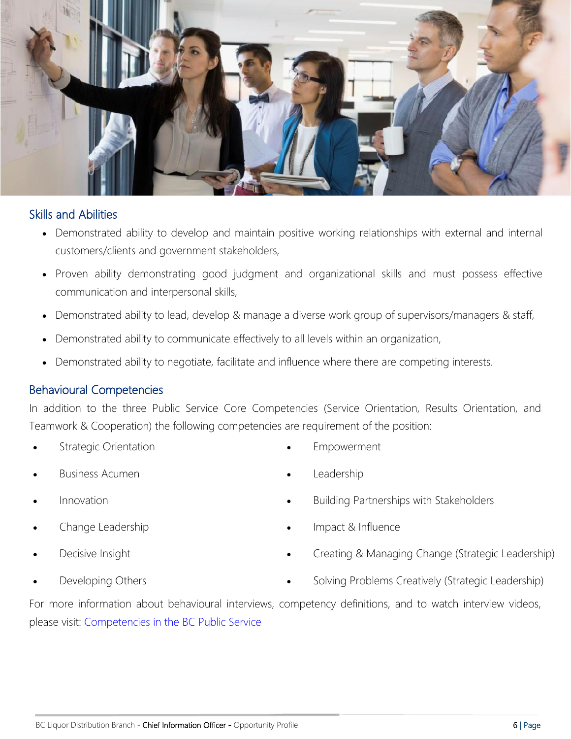## Skills and Abilities

- Demonstrated ability to develop and maintain positive working relationships with external and internal customers/clients and government stakeholders,
- Proven ability demonstrating good judgment and organizational skills and must possess effective communication and interpersonal skills,
- Demonstrated ability to lead, develop & manage a diverse work group of supervisors/managers & staff,
- Demonstrated ability to communicate effectively to all levels within an organization,
- Demonstrated ability to negotiate, facilitate and influence where there are competing interests.

## Behavioural Competencies

In addition to the three Public Service Core Competencies (Service Orientation, Results Orientation, and Teamwork & Cooperation) the following competencies are requirement of the position:

- Strategic Orientation
- Business Acumen
- Innovation
- Change Leadership
- Decisive Insight
- Developing Others
- Empowerment
- Leadership
- Building Partnerships with Stakeholders
- Impact & Influence
- Creating & Managing Change (Strategic Leadership)
- Solving Problems Creatively (Strategic Leadership)

For more information about behavioural interviews, competency definitions, and to watch interview videos, please visit: Competencies in the BC Public Service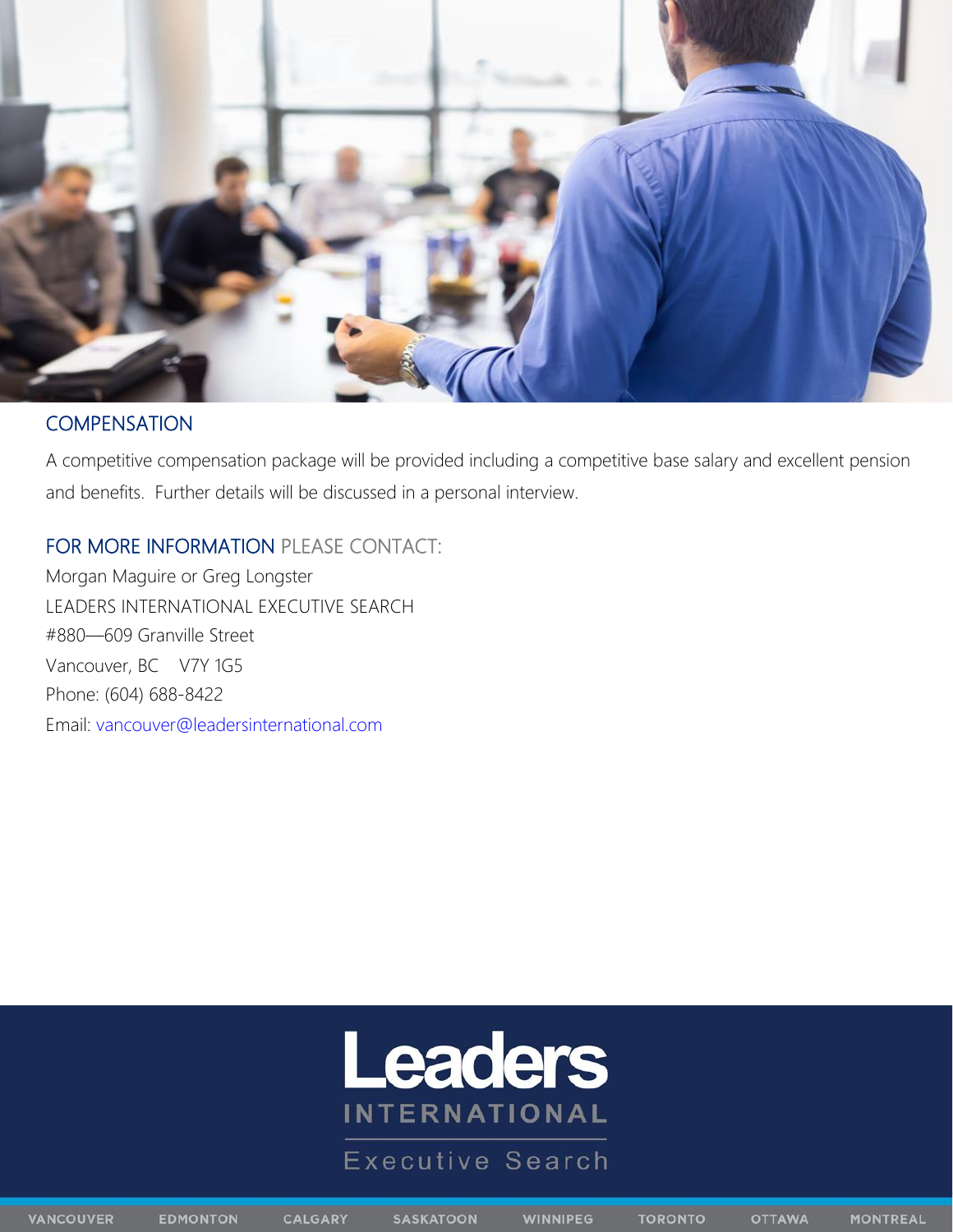## COMPENSATION

A competitive compensation package will be provided including a competitive base salary and excellent pension and benefits. Further details will be discussed in a personal interview.

## FOR MORE INFORMATION PLEASE CONTACT:

Morgan Maguire or Greg Longster
LEADERS INTERNATIONAL EXECUTIVE SEARCH
#880—609 Granville Street
Vancouver, BC V7Y 1G5
Phone: (604) 688-8422
Email: vancouver@leadersinternational.com

Leaders INTERNATIONAL Executive Search

VANCOUVER EDMONTON CALGARY SASKATOON WINNIPEG TORONTO OTTAWA MONTREAL